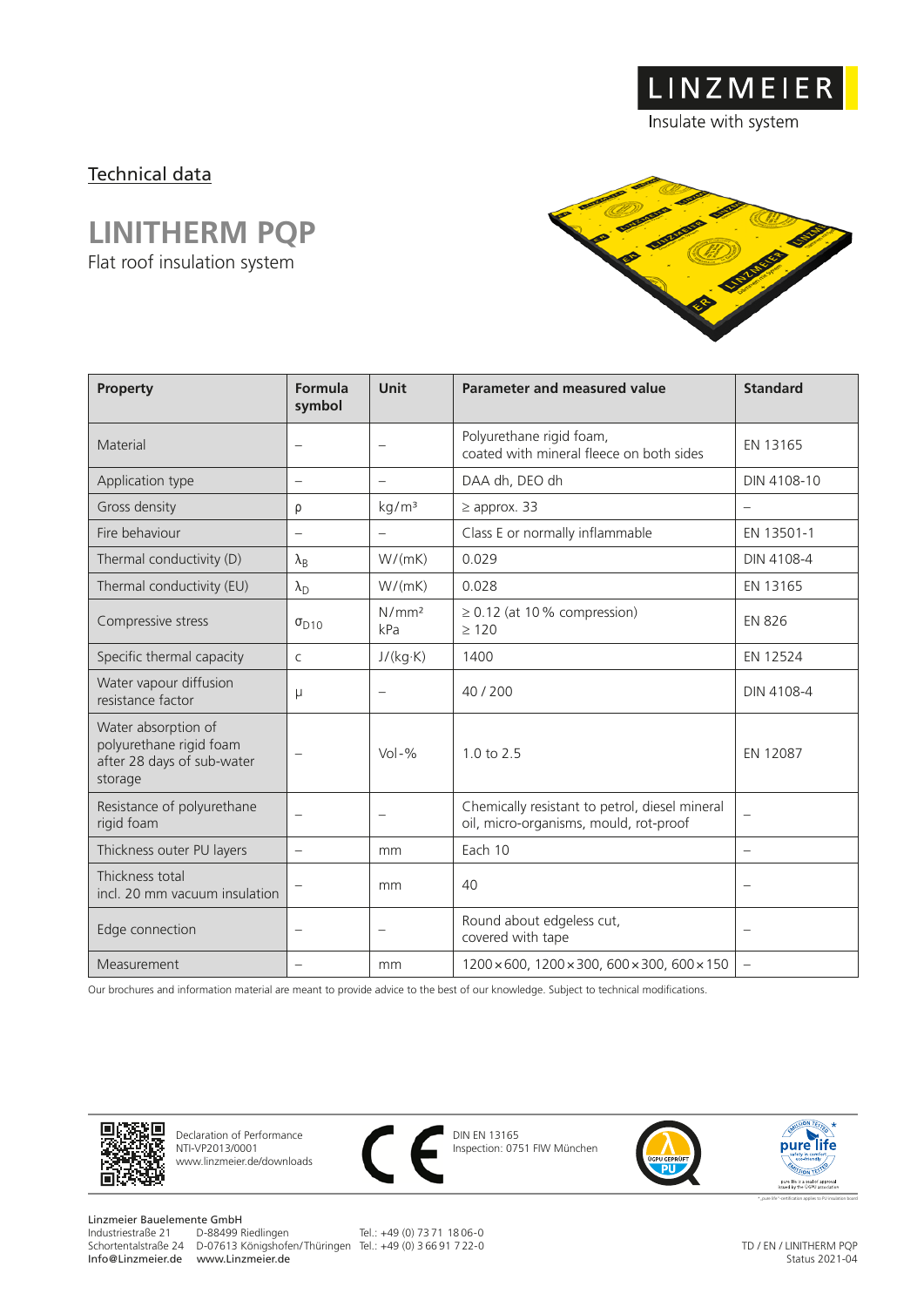LINZMEIER

Insulate with system

Technical data

# LINITHERM PQP

Flat roof insulation system

| Property | Formula symbol | Unit | Parameter and measured value | Standard |
|---|---|---|---|---|
| Material | – | – | Polyurethane rigid foam, coated with mineral fleece on both sides | EN 13165 |
| Application type | – | – | DAA dh, DEO dh | DIN 4108-10 |
| Gross density | ρ | kg/m³ | ≥ approx. 33 | – |
| Fire behaviour | – | – | Class E or normally inflammable | EN 13501-1 |
| Thermal conductivity (D) | $\lambda_B$ | W/(mK) | 0.029 | DIN 4108-4 |
| Thermal conductivity (EU) | $\lambda_D$ | W/(mK) | 0.028 | EN 13165 |
| Compressive stress | $\sigma_{D10}$ | N/mm² kPa | ≥ 0.12 (at 10 % compression) ≥ 120 | EN 826 |
| Specific thermal capacity | c | J/(kg·K) | 1400 | EN 12524 |
| Water vapour diffusion resistance factor | μ | – | 40 / 200 | DIN 4108-4 |
| Water absorption of polyurethane rigid foam after 28 days of sub-water storage | – | Vol-% | 1.0 to 2.5 | EN 12087 |
| Resistance of polyurethane rigid foam | – | – | Chemically resistant to petrol, diesel mineral oil, micro-organisms, mould, rot-proof | – |
| Thickness outer PU layers | – | mm | Each 10 | – |
| Thickness total incl. 20 mm vacuum insulation | – | mm | 40 | – |
| Edge connection | – | – | Round about edgeless cut, covered with tape | – |
| Measurement | – | mm | 1200 × 600, 1200 × 300, 600 × 300, 600 × 150 | – |

Our brochures and information material are meant to provide advice to the best of our knowledge. Subject to technical modifications.

Declaration of Performance
NTI-VP2013/0001
www.linzmeier.de/downloads

DIN EN 13165
Inspection: 0751 FIW München

Linzmeier Bauelemente GmbH
Industriestraße 21 D-88499 Riedlingen Tel.: +49 (0) 73 71 18 06-0
Schortentalstraße 24 D-07613 Königshofen/Thüringen Tel.: +49 (0) 3 66 91 7 22-0
Info@Linzmeier.de www.Linzmeier.de

TD / EN / LINITHERM PQP
Status 2021-04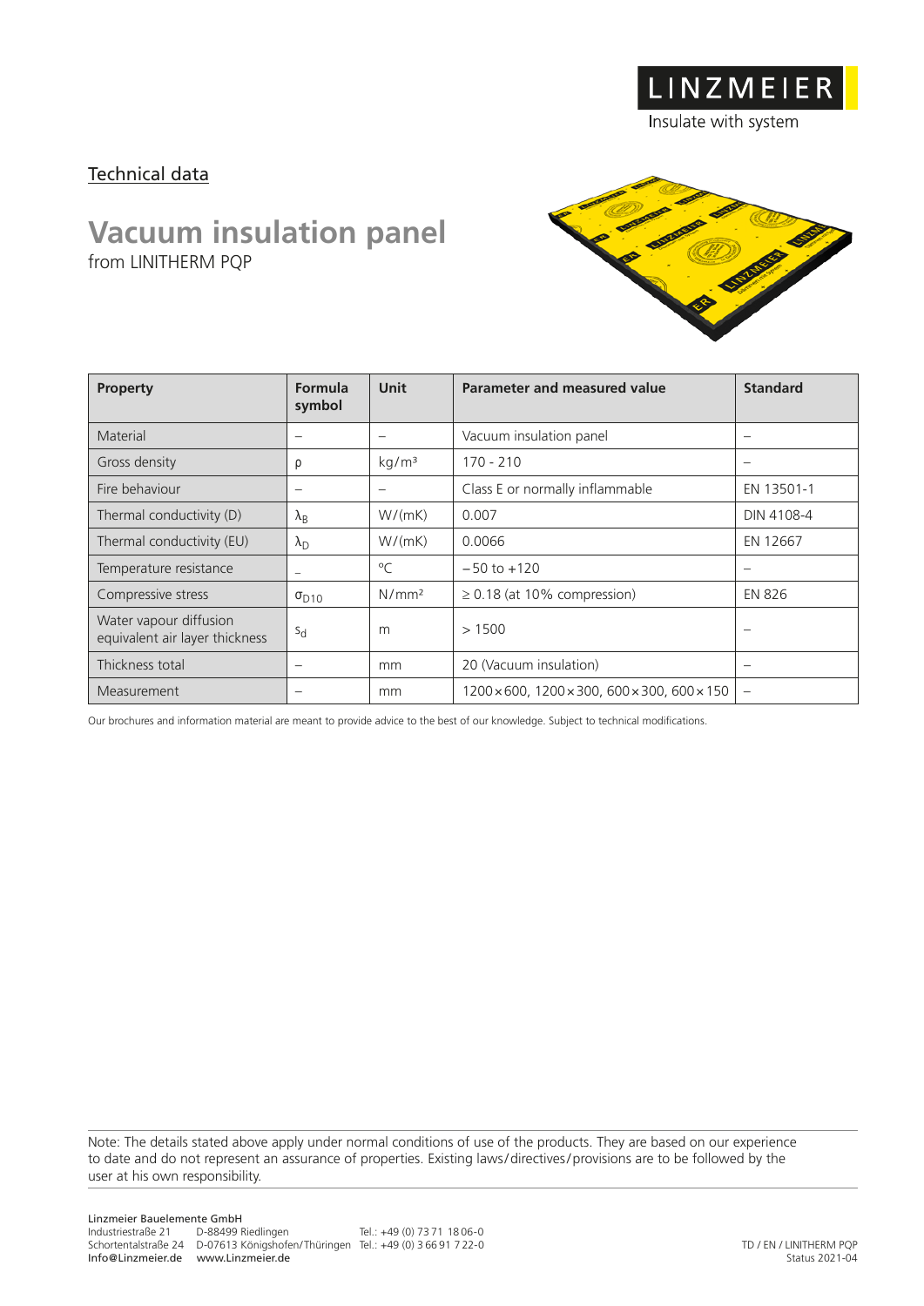LINZMEIER

Insulate with system

Technical data

# Vacuum insulation panel

from LINITHERM PQP

| Property | Formula symbol | Unit | Parameter and measured value | Standard |
|---|---|---|---|---|
| Material | – | – | Vacuum insulation panel | – |
| Gross density | ρ | kg/m³ | 170 - 210 | – |
| Fire behaviour | – | – | Class E or normally inflammable | EN 13501-1 |
| Thermal conductivity (D) | $\lambda_B$ | W/(mK) | 0.007 | DIN 4108-4 |
| Thermal conductivity (EU) | $\lambda_D$ | W/(mK) | 0.0066 | EN 12667 |
| Temperature resistance | – | °C | −50 to +120 | – |
| Compressive stress | $\sigma_{D10}$ | N/mm² | ≥ 0.18 (at 10% compression) | EN 826 |
| Water vapour diffusion equivalent air layer thickness | $s_d$ | m | > 1500 | – |
| Thickness total | – | mm | 20 (Vacuum insulation) | – |
| Measurement | – | mm | 1200 × 600, 1200 × 300, 600 × 300, 600 × 150 | – |

Our brochures and information material are meant to provide advice to the best of our knowledge. Subject to technical modifications.

Note: The details stated above apply under normal conditions of use of the products. They are based on our experience to date and do not represent an assurance of properties. Existing laws/directives/provisions are to be followed by the user at his own responsibility.

Linzmeier Bauelemente GmbH
Industriestraße 21 D-88499 Riedlingen Tel.: +49 (0) 73 71 18 06-0
Schortentalstraße 24 D-07613 Königshofen/Thüringen Tel.: +49 (0) 3 66 91 7 22-0
Info@Linzmeier.de www.Linzmeier.de

TD / EN / LINITHERM PQP
Status 2021-04